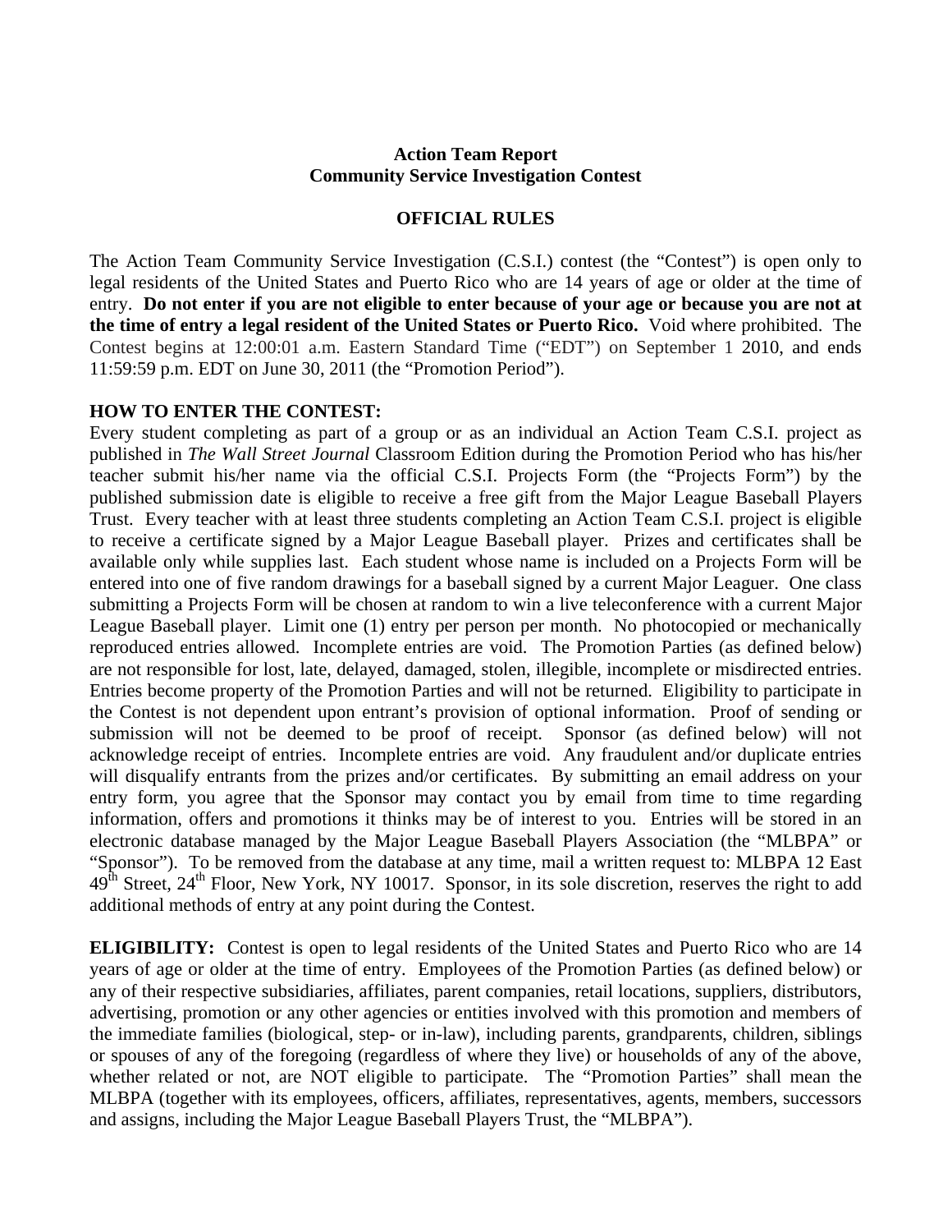**Action Team Report**
**Community Service Investigation Contest**

**OFFICIAL RULES**

The Action Team Community Service Investigation (C.S.I.) contest (the "Contest") is open only to legal residents of the United States and Puerto Rico who are 14 years of age or older at the time of entry. **Do not enter if you are not eligible to enter because of your age or because you are not at the time of entry a legal resident of the United States or Puerto Rico.** Void where prohibited. The Contest begins at 12:00:01 a.m. Eastern Standard Time ("EDT") on September 1 2010, and ends 11:59:59 p.m. EDT on June 30, 2011 (the "Promotion Period").

**HOW TO ENTER THE CONTEST:**
Every student completing as part of a group or as an individual an Action Team C.S.I. project as published in *The Wall Street Journal* Classroom Edition during the Promotion Period who has his/her teacher submit his/her name via the official C.S.I. Projects Form (the "Projects Form") by the published submission date is eligible to receive a free gift from the Major League Baseball Players Trust. Every teacher with at least three students completing an Action Team C.S.I. project is eligible to receive a certificate signed by a Major League Baseball player. Prizes and certificates shall be available only while supplies last. Each student whose name is included on a Projects Form will be entered into one of five random drawings for a baseball signed by a current Major Leaguer. One class submitting a Projects Form will be chosen at random to win a live teleconference with a current Major League Baseball player. Limit one (1) entry per person per month. No photocopied or mechanically reproduced entries allowed. Incomplete entries are void. The Promotion Parties (as defined below) are not responsible for lost, late, delayed, damaged, stolen, illegible, incomplete or misdirected entries. Entries become property of the Promotion Parties and will not be returned. Eligibility to participate in the Contest is not dependent upon entrant's provision of optional information. Proof of sending or submission will not be deemed to be proof of receipt. Sponsor (as defined below) will not acknowledge receipt of entries. Incomplete entries are void. Any fraudulent and/or duplicate entries will disqualify entrants from the prizes and/or certificates. By submitting an email address on your entry form, you agree that the Sponsor may contact you by email from time to time regarding information, offers and promotions it thinks may be of interest to you. Entries will be stored in an electronic database managed by the Major League Baseball Players Association (the "MLBPA" or "Sponsor"). To be removed from the database at any time, mail a written request to: MLBPA 12 East 49th Street, 24th Floor, New York, NY 10017. Sponsor, in its sole discretion, reserves the right to add additional methods of entry at any point during the Contest.

**ELIGIBILITY:** Contest is open to legal residents of the United States and Puerto Rico who are 14 years of age or older at the time of entry. Employees of the Promotion Parties (as defined below) or any of their respective subsidiaries, affiliates, parent companies, retail locations, suppliers, distributors, advertising, promotion or any other agencies or entities involved with this promotion and members of the immediate families (biological, step- or in-law), including parents, grandparents, children, siblings or spouses of any of the foregoing (regardless of where they live) or households of any of the above, whether related or not, are NOT eligible to participate. The "Promotion Parties" shall mean the MLBPA (together with its employees, officers, affiliates, representatives, agents, members, successors and assigns, including the Major League Baseball Players Trust, the "MLBPA").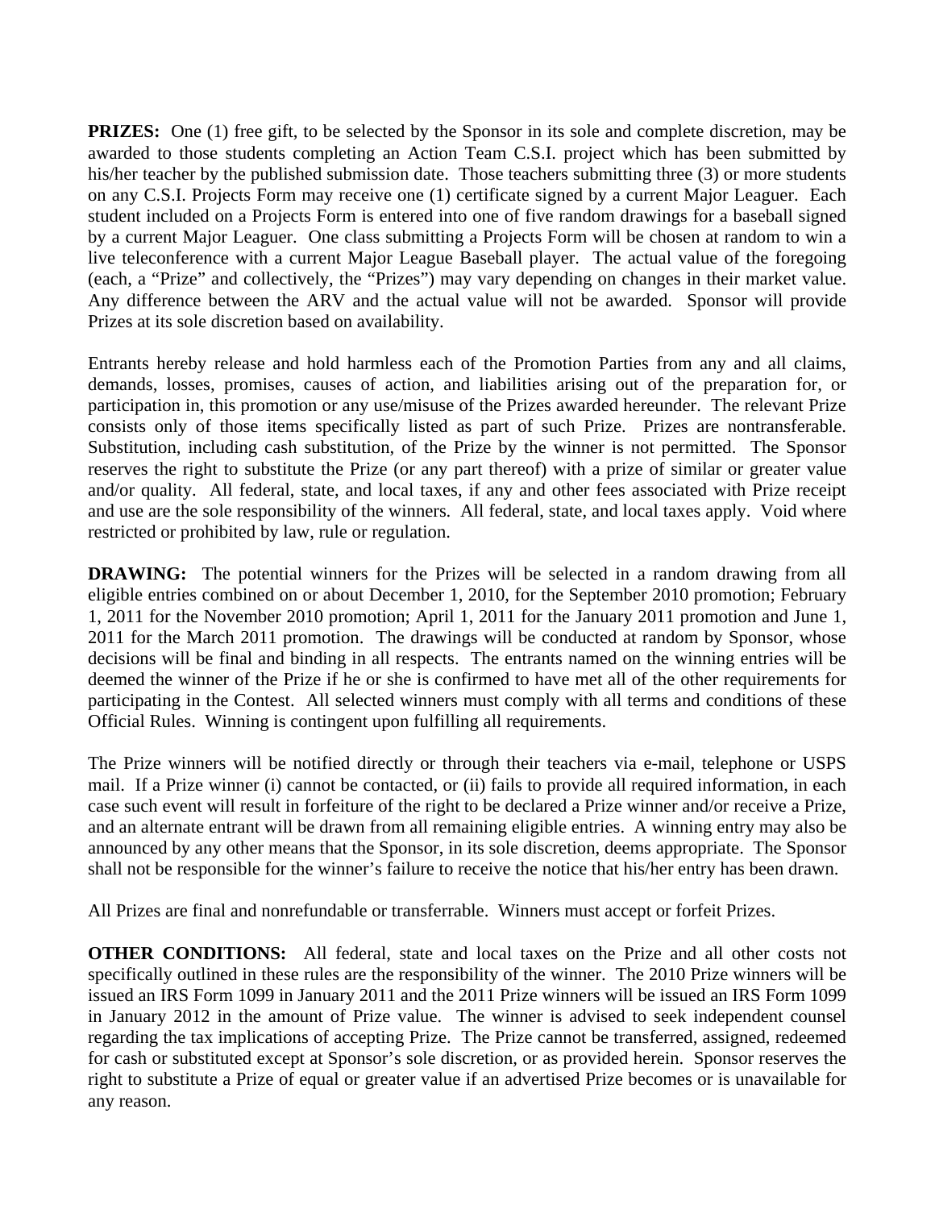**PRIZES:** One (1) free gift, to be selected by the Sponsor in its sole and complete discretion, may be awarded to those students completing an Action Team C.S.I. project which has been submitted by his/her teacher by the published submission date. Those teachers submitting three (3) or more students on any C.S.I. Projects Form may receive one (1) certificate signed by a current Major Leaguer. Each student included on a Projects Form is entered into one of five random drawings for a baseball signed by a current Major Leaguer. One class submitting a Projects Form will be chosen at random to win a live teleconference with a current Major League Baseball player. The actual value of the foregoing (each, a "Prize" and collectively, the "Prizes") may vary depending on changes in their market value. Any difference between the ARV and the actual value will not be awarded. Sponsor will provide Prizes at its sole discretion based on availability.

Entrants hereby release and hold harmless each of the Promotion Parties from any and all claims, demands, losses, promises, causes of action, and liabilities arising out of the preparation for, or participation in, this promotion or any use/misuse of the Prizes awarded hereunder. The relevant Prize consists only of those items specifically listed as part of such Prize. Prizes are nontransferable. Substitution, including cash substitution, of the Prize by the winner is not permitted. The Sponsor reserves the right to substitute the Prize (or any part thereof) with a prize of similar or greater value and/or quality. All federal, state, and local taxes, if any and other fees associated with Prize receipt and use are the sole responsibility of the winners. All federal, state, and local taxes apply. Void where restricted or prohibited by law, rule or regulation.

**DRAWING:** The potential winners for the Prizes will be selected in a random drawing from all eligible entries combined on or about December 1, 2010, for the September 2010 promotion; February 1, 2011 for the November 2010 promotion; April 1, 2011 for the January 2011 promotion and June 1, 2011 for the March 2011 promotion. The drawings will be conducted at random by Sponsor, whose decisions will be final and binding in all respects. The entrants named on the winning entries will be deemed the winner of the Prize if he or she is confirmed to have met all of the other requirements for participating in the Contest. All selected winners must comply with all terms and conditions of these Official Rules. Winning is contingent upon fulfilling all requirements.

The Prize winners will be notified directly or through their teachers via e-mail, telephone or USPS mail. If a Prize winner (i) cannot be contacted, or (ii) fails to provide all required information, in each case such event will result in forfeiture of the right to be declared a Prize winner and/or receive a Prize, and an alternate entrant will be drawn from all remaining eligible entries. A winning entry may also be announced by any other means that the Sponsor, in its sole discretion, deems appropriate. The Sponsor shall not be responsible for the winner's failure to receive the notice that his/her entry has been drawn.

All Prizes are final and nonrefundable or transferrable. Winners must accept or forfeit Prizes.

**OTHER CONDITIONS:** All federal, state and local taxes on the Prize and all other costs not specifically outlined in these rules are the responsibility of the winner. The 2010 Prize winners will be issued an IRS Form 1099 in January 2011 and the 2011 Prize winners will be issued an IRS Form 1099 in January 2012 in the amount of Prize value. The winner is advised to seek independent counsel regarding the tax implications of accepting Prize. The Prize cannot be transferred, assigned, redeemed for cash or substituted except at Sponsor's sole discretion, or as provided herein. Sponsor reserves the right to substitute a Prize of equal or greater value if an advertised Prize becomes or is unavailable for any reason.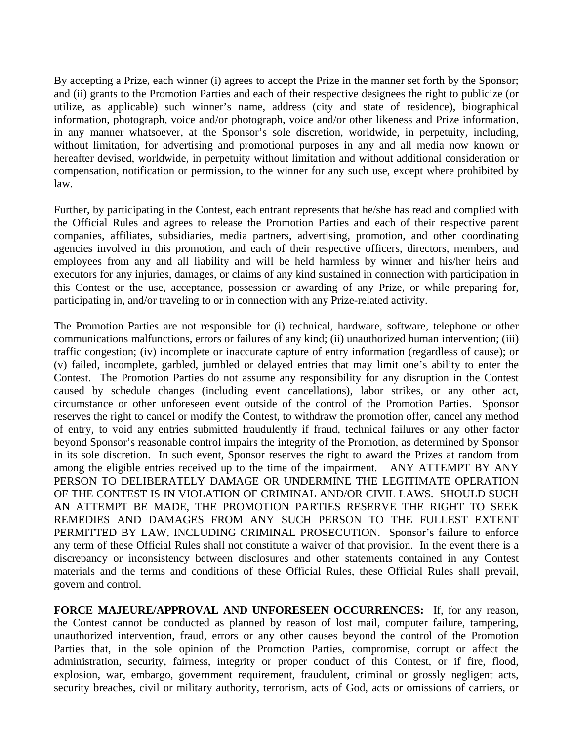By accepting a Prize, each winner (i) agrees to accept the Prize in the manner set forth by the Sponsor; and (ii) grants to the Promotion Parties and each of their respective designees the right to publicize (or utilize, as applicable) such winner's name, address (city and state of residence), biographical information, photograph, voice and/or photograph, voice and/or other likeness and Prize information, in any manner whatsoever, at the Sponsor's sole discretion, worldwide, in perpetuity, including, without limitation, for advertising and promotional purposes in any and all media now known or hereafter devised, worldwide, in perpetuity without limitation and without additional consideration or compensation, notification or permission, to the winner for any such use, except where prohibited by law.

Further, by participating in the Contest, each entrant represents that he/she has read and complied with the Official Rules and agrees to release the Promotion Parties and each of their respective parent companies, affiliates, subsidiaries, media partners, advertising, promotion, and other coordinating agencies involved in this promotion, and each of their respective officers, directors, members, and employees from any and all liability and will be held harmless by winner and his/her heirs and executors for any injuries, damages, or claims of any kind sustained in connection with participation in this Contest or the use, acceptance, possession or awarding of any Prize, or while preparing for, participating in, and/or traveling to or in connection with any Prize-related activity.

The Promotion Parties are not responsible for (i) technical, hardware, software, telephone or other communications malfunctions, errors or failures of any kind; (ii) unauthorized human intervention; (iii) traffic congestion; (iv) incomplete or inaccurate capture of entry information (regardless of cause); or (v) failed, incomplete, garbled, jumbled or delayed entries that may limit one's ability to enter the Contest. The Promotion Parties do not assume any responsibility for any disruption in the Contest caused by schedule changes (including event cancellations), labor strikes, or any other act, circumstance or other unforeseen event outside of the control of the Promotion Parties. Sponsor reserves the right to cancel or modify the Contest, to withdraw the promotion offer, cancel any method of entry, to void any entries submitted fraudulently if fraud, technical failures or any other factor beyond Sponsor's reasonable control impairs the integrity of the Promotion, as determined by Sponsor in its sole discretion. In such event, Sponsor reserves the right to award the Prizes at random from among the eligible entries received up to the time of the impairment. ANY ATTEMPT BY ANY PERSON TO DELIBERATELY DAMAGE OR UNDERMINE THE LEGITIMATE OPERATION OF THE CONTEST IS IN VIOLATION OF CRIMINAL AND/OR CIVIL LAWS. SHOULD SUCH AN ATTEMPT BE MADE, THE PROMOTION PARTIES RESERVE THE RIGHT TO SEEK REMEDIES AND DAMAGES FROM ANY SUCH PERSON TO THE FULLEST EXTENT PERMITTED BY LAW, INCLUDING CRIMINAL PROSECUTION. Sponsor's failure to enforce any term of these Official Rules shall not constitute a waiver of that provision. In the event there is a discrepancy or inconsistency between disclosures and other statements contained in any Contest materials and the terms and conditions of these Official Rules, these Official Rules shall prevail, govern and control.

**FORCE MAJEURE/APPROVAL AND UNFORESEEN OCCURRENCES:** If, for any reason, the Contest cannot be conducted as planned by reason of lost mail, computer failure, tampering, unauthorized intervention, fraud, errors or any other causes beyond the control of the Promotion Parties that, in the sole opinion of the Promotion Parties, compromise, corrupt or affect the administration, security, fairness, integrity or proper conduct of this Contest, or if fire, flood, explosion, war, embargo, government requirement, fraudulent, criminal or grossly negligent acts, security breaches, civil or military authority, terrorism, acts of God, acts or omissions of carriers, or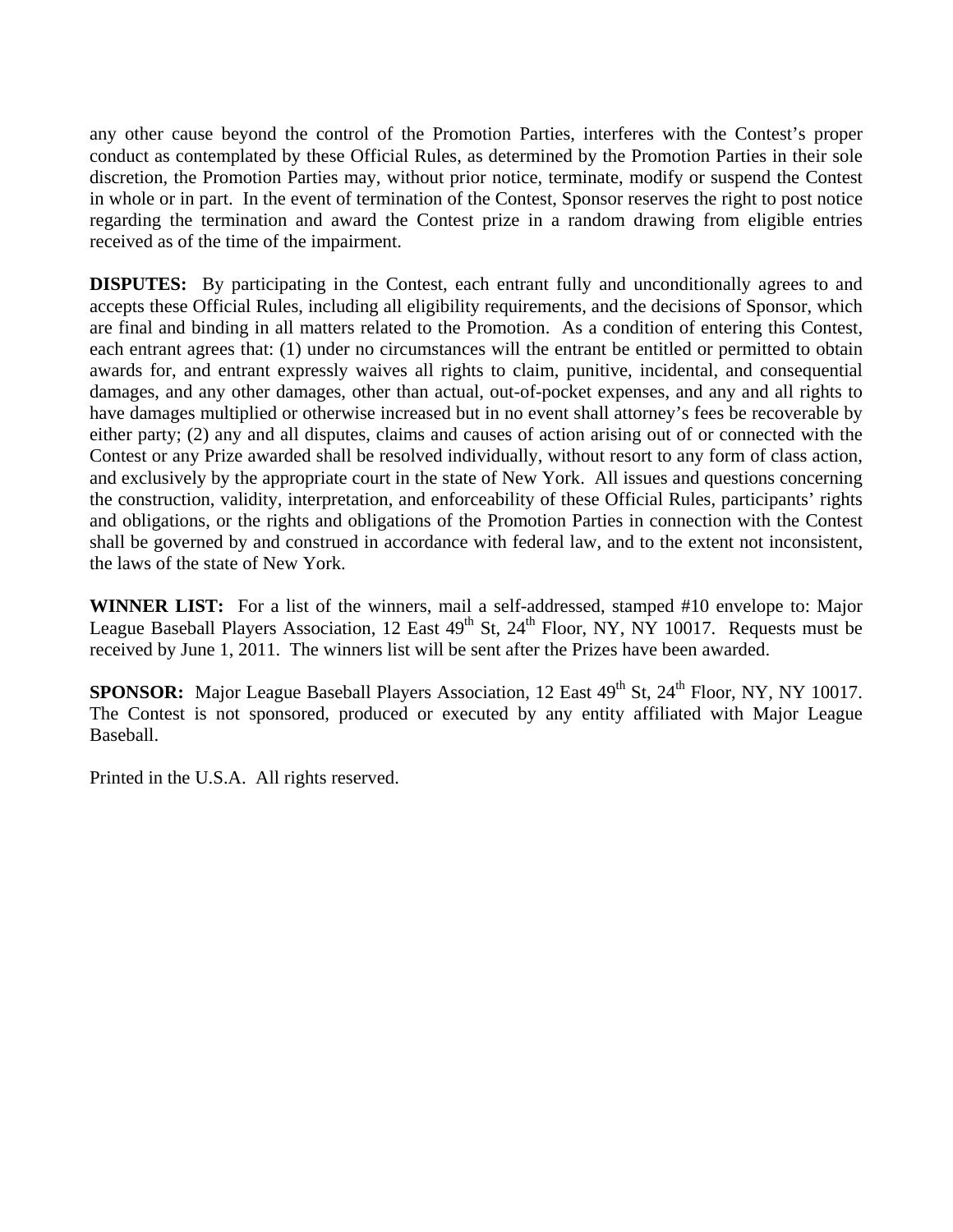any other cause beyond the control of the Promotion Parties, interferes with the Contest's proper conduct as contemplated by these Official Rules, as determined by the Promotion Parties in their sole discretion, the Promotion Parties may, without prior notice, terminate, modify or suspend the Contest in whole or in part. In the event of termination of the Contest, Sponsor reserves the right to post notice regarding the termination and award the Contest prize in a random drawing from eligible entries received as of the time of the impairment.

**DISPUTES:** By participating in the Contest, each entrant fully and unconditionally agrees to and accepts these Official Rules, including all eligibility requirements, and the decisions of Sponsor, which are final and binding in all matters related to the Promotion. As a condition of entering this Contest, each entrant agrees that: (1) under no circumstances will the entrant be entitled or permitted to obtain awards for, and entrant expressly waives all rights to claim, punitive, incidental, and consequential damages, and any other damages, other than actual, out-of-pocket expenses, and any and all rights to have damages multiplied or otherwise increased but in no event shall attorney's fees be recoverable by either party; (2) any and all disputes, claims and causes of action arising out of or connected with the Contest or any Prize awarded shall be resolved individually, without resort to any form of class action, and exclusively by the appropriate court in the state of New York. All issues and questions concerning the construction, validity, interpretation, and enforceability of these Official Rules, participants' rights and obligations, or the rights and obligations of the Promotion Parties in connection with the Contest shall be governed by and construed in accordance with federal law, and to the extent not inconsistent, the laws of the state of New York.

**WINNER LIST:** For a list of the winners, mail a self-addressed, stamped #10 envelope to: Major League Baseball Players Association, 12 East 49th St, 24th Floor, NY, NY 10017. Requests must be received by June 1, 2011. The winners list will be sent after the Prizes have been awarded.

**SPONSOR:** Major League Baseball Players Association, 12 East 49th St, 24th Floor, NY, NY 10017. The Contest is not sponsored, produced or executed by any entity affiliated with Major League Baseball.

Printed in the U.S.A. All rights reserved.